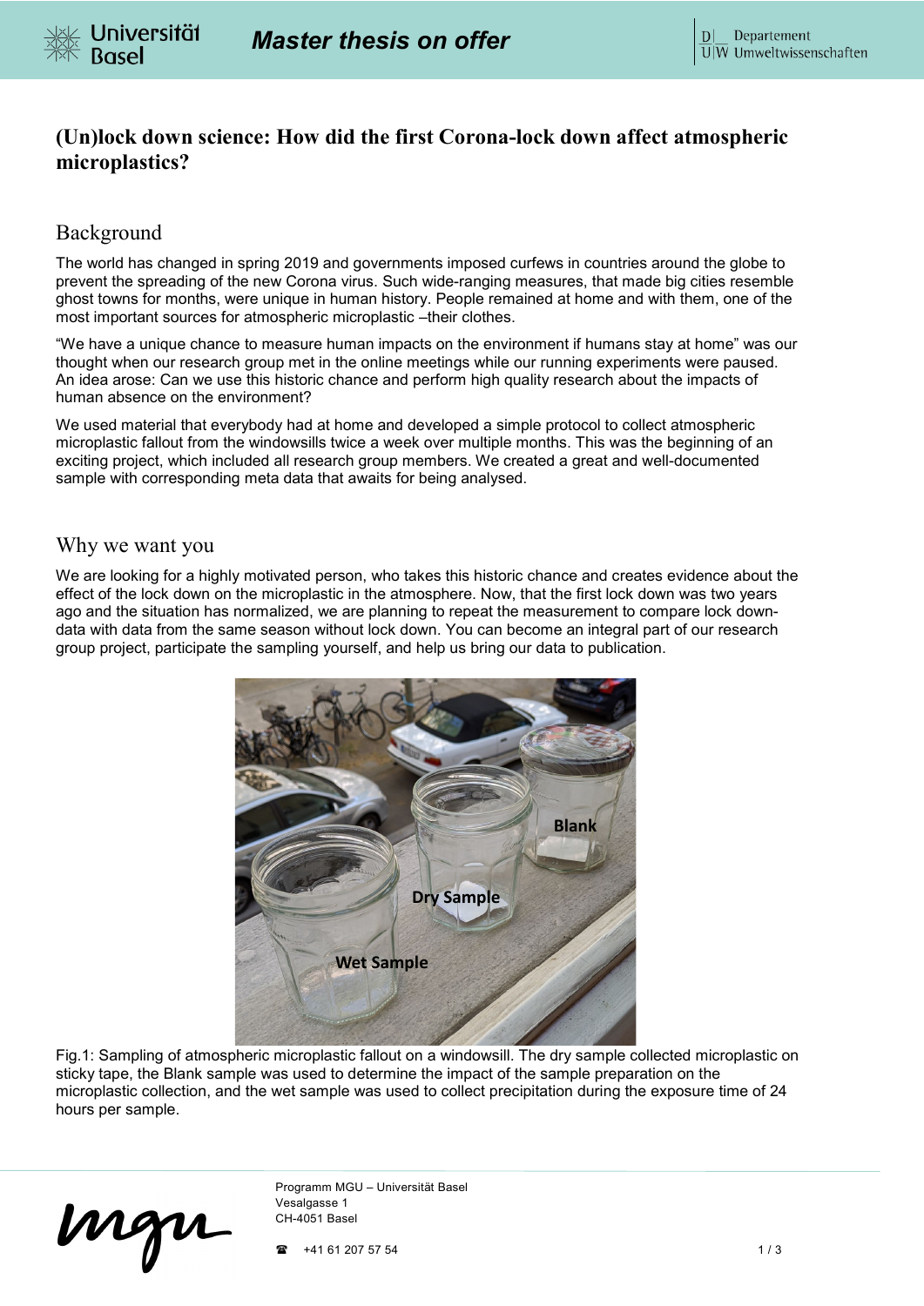# (Un)lock down science: How did the first Corona-lock down affect atmospheric microplastics?

## Background

The world has changed in spring 2019 and governments imposed curfews in countries around the globe to prevent the spreading of the new Corona virus. Such wide-ranging measures, that made big cities resemble ghost towns for months, were unique in human history. People remained at home and with them, one of the most important sources for atmospheric microplastic –their clothes.

"We have a unique chance to measure human impacts on the environment if humans stay at home" was our thought when our research group met in the online meetings while our running experiments were paused. An idea arose: Can we use this historic chance and perform high quality research about the impacts of human absence on the environment?

We used material that everybody had at home and developed a simple protocol to collect atmospheric microplastic fallout from the windowsills twice a week over multiple months. This was the beginning of an exciting project, which included all research group members. We created a great and well-documented sample with corresponding meta data that awaits for being analysed.

## Why we want you

We are looking for a highly motivated person, who takes this historic chance and creates evidence about the effect of the lock down on the microplastic in the atmosphere. Now, that the first lock down was two years ago and the situation has normalized, we are planning to repeat the measurement to compare lock down-data with data from the same season without lock down. You can become an integral part of our research group project, participate the sampling yourself, and help us bring our data to publication.

Fig.1: Sampling of atmospheric microplastic fallout on a windowsill. The dry sample collected microplastic on sticky tape, the Blank sample was used to determine the impact of the sample preparation on the microplastic collection, and the wet sample was used to collect precipitation during the exposure time of 24 hours per sample.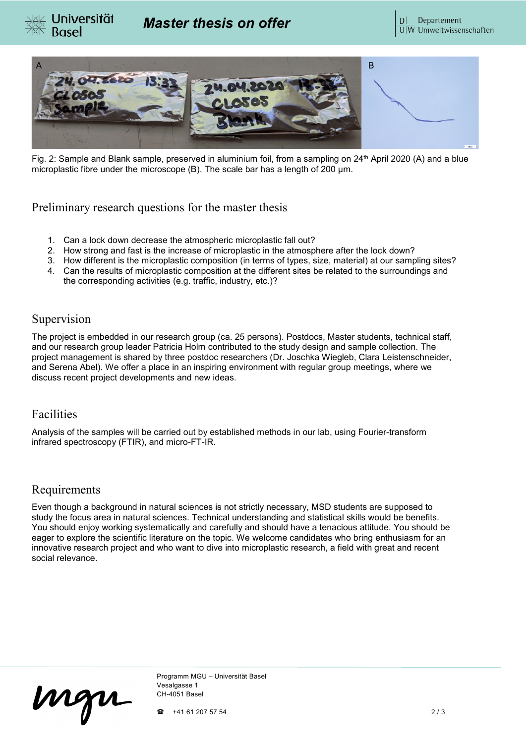Fig. 2: Sample and Blank sample, preserved in aluminium foil, from a sampling on 24th April 2020 (A) and a blue microplastic fibre under the microscope (B). The scale bar has a length of 200 µm.

## Preliminary research questions for the master thesis

1. Can a lock down decrease the atmospheric microplastic fall out?
2. How strong and fast is the increase of microplastic in the atmosphere after the lock down?
3. How different is the microplastic composition (in terms of types, size, material) at our sampling sites?
4. Can the results of microplastic composition at the different sites be related to the surroundings and the corresponding activities (e.g. traffic, industry, etc.)?

## Supervision

The project is embedded in our research group (ca. 25 persons). Postdocs, Master students, technical staff, and our research group leader Patricia Holm contributed to the study design and sample collection. The project management is shared by three postdoc researchers (Dr. Joschka Wiegleb, Clara Leistenschneider, and Serena Abel). We offer a place in an inspiring environment with regular group meetings, where we discuss recent project developments and new ideas.

## Facilities

Analysis of the samples will be carried out by established methods in our lab, using Fourier-transform infrared spectroscopy (FTIR), and micro-FT-IR.

## Requirements

Even though a background in natural sciences is not strictly necessary, MSD students are supposed to study the focus area in natural sciences. Technical understanding and statistical skills would be benefits. You should enjoy working systematically and carefully and should have a tenacious attitude. You should be eager to explore the scientific literature on the topic. We welcome candidates who bring enthusiasm for an innovative research project and who want to dive into microplastic research, a field with great and recent social relevance.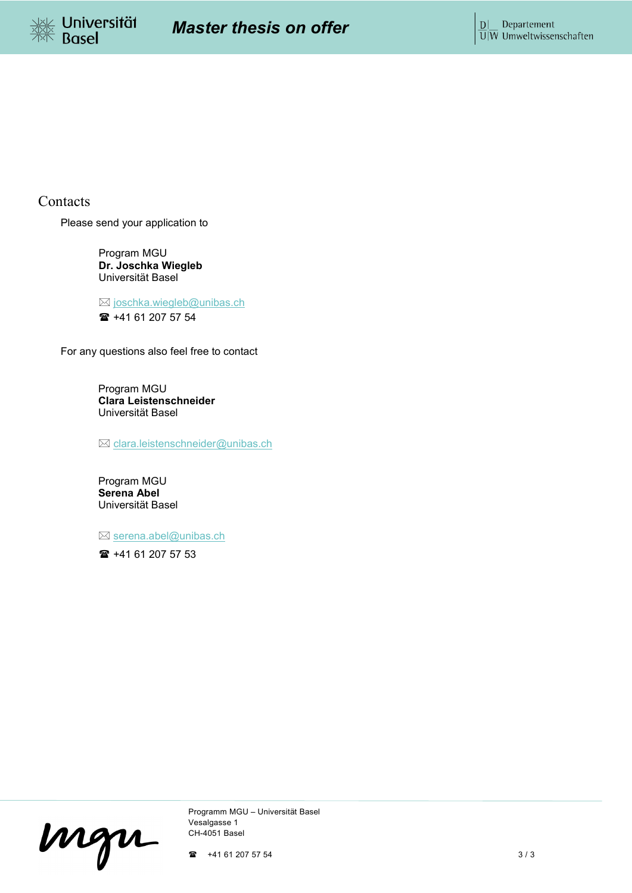## Contacts

Please send your application to

Program MGU
**Dr. Joschka Wiegleb**
Universität Basel

✉ joschka.wiegleb@unibas.ch
☎ +41 61 207 57 54

For any questions also feel free to contact

Program MGU
**Clara Leistenschneider**
Universität Basel

✉ clara.leistenschneider@unibas.ch

Program MGU
**Serena Abel**
Universität Basel

✉ serena.abel@unibas.ch
☎ +41 61 207 57 53